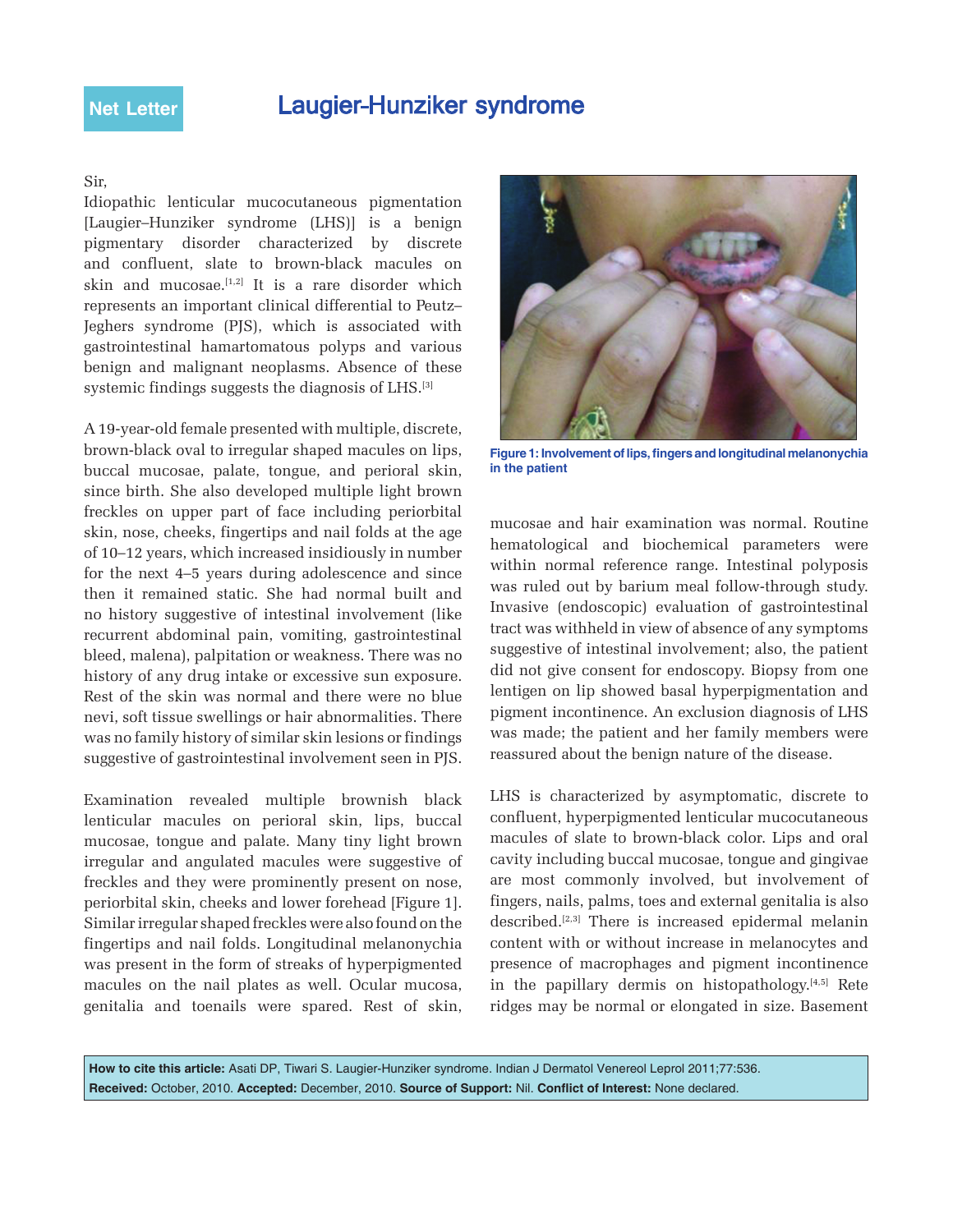Net Letter

# Laugier-Hunziker syndrome

Sir,

Idiopathic lenticular mucocutaneous pigmentation [Laugier–Hunziker syndrome (LHS)] is a benign pigmentary disorder characterized by discrete and confluent, slate to brown-black macules on skin and mucosae.[1,2] It is a rare disorder which represents an important clinical differential to Peutz–Jeghers syndrome (PJS), which is associated with gastrointestinal hamartomatous polyps and various benign and malignant neoplasms. Absence of these systemic findings suggests the diagnosis of LHS.[3]

A 19-year-old female presented with multiple, discrete, brown-black oval to irregular shaped macules on lips, buccal mucosae, palate, tongue, and perioral skin, since birth. She also developed multiple light brown freckles on upper part of face including periorbital skin, nose, cheeks, fingertips and nail folds at the age of 10–12 years, which increased insidiously in number for the next 4–5 years during adolescence and since then it remained static. She had normal built and no history suggestive of intestinal involvement (like recurrent abdominal pain, vomiting, gastrointestinal bleed, malena), palpitation or weakness. There was no history of any drug intake or excessive sun exposure. Rest of the skin was normal and there were no blue nevi, soft tissue swellings or hair abnormalities. There was no family history of similar skin lesions or findings suggestive of gastrointestinal involvement seen in PJS.

Examination revealed multiple brownish black lenticular macules on perioral skin, lips, buccal mucosae, tongue and palate. Many tiny light brown irregular and angulated macules were suggestive of freckles and they were prominently present on nose, periorbital skin, cheeks and lower forehead [Figure 1]. Similar irregular shaped freckles were also found on the fingertips and nail folds. Longitudinal melanonychia was present in the form of streaks of hyperpigmented macules on the nail plates as well. Ocular mucosa, genitalia and toenails were spared. Rest of skin, mucosae and hair examination was normal. Routine hematological and biochemical parameters were within normal reference range. Intestinal polyposis was ruled out by barium meal follow-through study. Invasive (endoscopic) evaluation of gastrointestinal tract was withheld in view of absence of any symptoms suggestive of intestinal involvement; also, the patient did not give consent for endoscopy. Biopsy from one lentigen on lip showed basal hyperpigmentation and pigment incontinence. An exclusion diagnosis of LHS was made; the patient and her family members were reassured about the benign nature of the disease.

**Figure 1: Involvement of lips, fingers and longitudinal melanonychia in the patient**

LHS is characterized by asymptomatic, discrete to confluent, hyperpigmented lenticular mucocutaneous macules of slate to brown-black color. Lips and oral cavity including buccal mucosae, tongue and gingivae are most commonly involved, but involvement of fingers, nails, palms, toes and external genitalia is also described.[2,3] There is increased epidermal melanin content with or without increase in melanocytes and presence of macrophages and pigment incontinence in the papillary dermis on histopathology.[4,5] Rete ridges may be normal or elongated in size. Basement

**How to cite this article:** Asati DP, Tiwari S. Laugier-Hunziker syndrome. Indian J Dermatol Venereol Leprol 2011;77:536.
**Received:** October, 2010. **Accepted:** December, 2010. **Source of Support:** Nil. **Conflict of Interest:** None declared.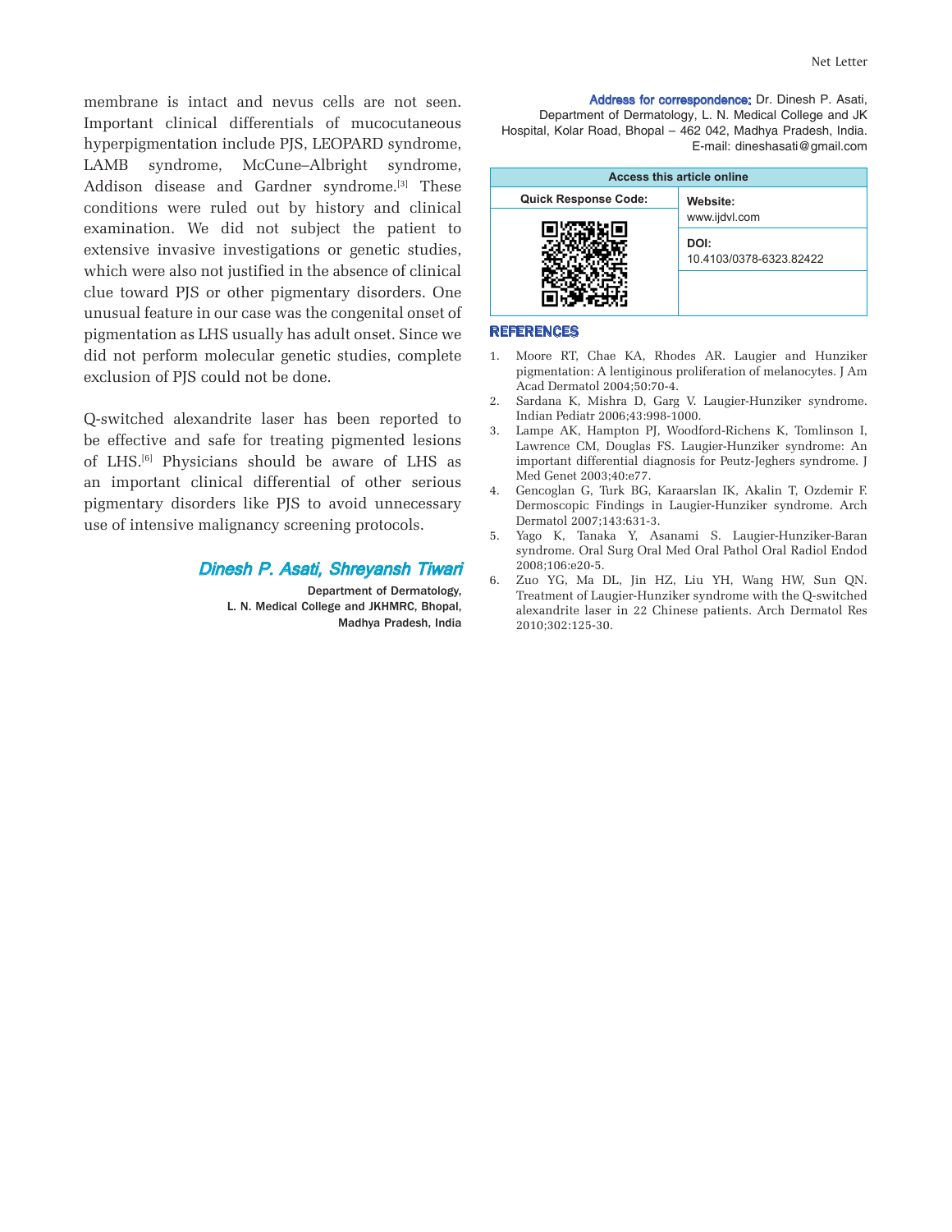membrane is intact and nevus cells are not seen. Important clinical differentials of mucocutaneous hyperpigmentation include PJS, LEOPARD syndrome, LAMB syndrome, McCune–Albright syndrome, Addison disease and Gardner syndrome.[3] These conditions were ruled out by history and clinical examination. We did not subject the patient to extensive invasive investigations or genetic studies, which were also not justified in the absence of clinical clue toward PJS or other pigmentary disorders. One unusual feature in our case was the congenital onset of pigmentation as LHS usually has adult onset. Since we did not perform molecular genetic studies, complete exclusion of PJS could not be done.

Q-switched alexandrite laser has been reported to be effective and safe for treating pigmented lesions of LHS.[6] Physicians should be aware of LHS as an important clinical differential of other serious pigmentary disorders like PJS to avoid unnecessary use of intensive malignancy screening protocols.

***Dinesh P. Asati, Shreyansh Tiwari***

Department of Dermatology,
L. N. Medical College and JKHMRC, Bhopal,
Madhya Pradesh, India

**Address for correspondence:** Dr. Dinesh P. Asati,
Department of Dermatology, L. N. Medical College and JK Hospital, Kolar Road, Bhopal – 462 042, Madhya Pradesh, India.
E-mail: dineshasati@gmail.com

| Access this article online | |
|---|---|
| Quick Response Code: | Website: www.ijdvl.com |
| | DOI: 10.4103/0378-6323.82422 |

## REFERENCES

1. Moore RT, Chae KA, Rhodes AR. Laugier and Hunziker pigmentation: A lentiginous proliferation of melanocytes. J Am Acad Dermatol 2004;50:70-4.
2. Sardana K, Mishra D, Garg V. Laugier-Hunziker syndrome. Indian Pediatr 2006;43:998-1000.
3. Lampe AK, Hampton PJ, Woodford-Richens K, Tomlinson I, Lawrence CM, Douglas FS. Laugier-Hunziker syndrome: An important differential diagnosis for Peutz-Jeghers syndrome. J Med Genet 2003;40:e77.
4. Gencoglan G, Turk BG, Karaarslan IK, Akalin T, Ozdemir F. Dermoscopic Findings in Laugier-Hunziker syndrome. Arch Dermatol 2007;143:631-3.
5. Yago K, Tanaka Y, Asanami S. Laugier-Hunziker-Baran syndrome. Oral Surg Oral Med Oral Pathol Oral Radiol Endod 2008;106:e20-5.
6. Zuo YG, Ma DL, Jin HZ, Liu YH, Wang HW, Sun QN. Treatment of Laugier-Hunziker syndrome with the Q-switched alexandrite laser in 22 Chinese patients. Arch Dermatol Res 2010;302:125-30.